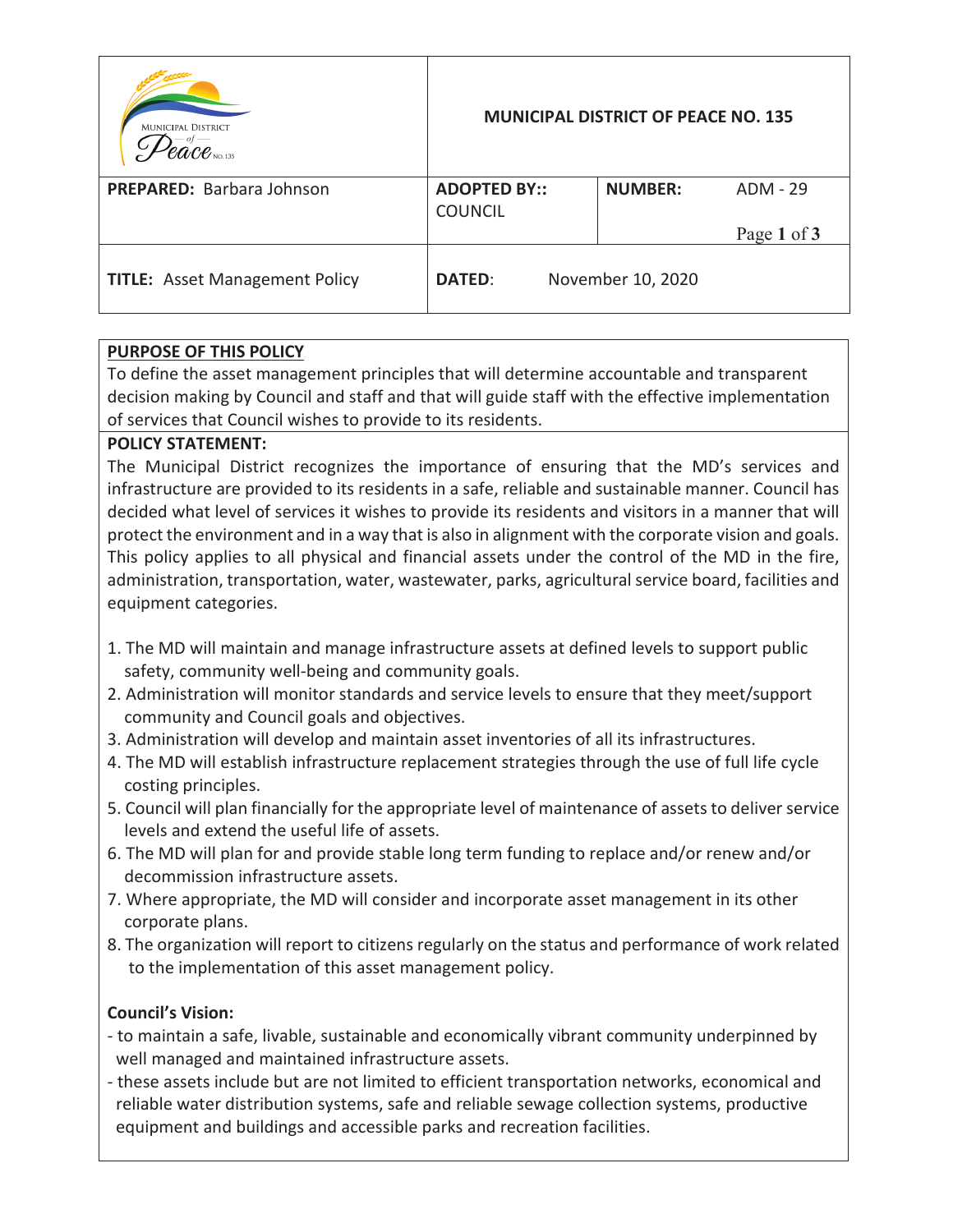| MUNICIPAL DISTRICT of Peace NO. 135 | MUNICIPAL DISTRICT OF PEACE NO. 135 | | |
|---|---|---|---|
| **PREPARED:** Barbara Johnson | **ADOPTED BY::** COUNCIL | **NUMBER:** | ADM - 29 |
| **TITLE:** Asset Management Policy | **DATED:** November 10, 2020 | | |

**PURPOSE OF THIS POLICY**

To define the asset management principles that will determine accountable and transparent decision making by Council and staff and that will guide staff with the effective implementation of services that Council wishes to provide to its residents.

**POLICY STATEMENT:**

The Municipal District recognizes the importance of ensuring that the MD's services and infrastructure are provided to its residents in a safe, reliable and sustainable manner. Council has decided what level of services it wishes to provide its residents and visitors in a manner that will protect the environment and in a way that is also in alignment with the corporate vision and goals. This policy applies to all physical and financial assets under the control of the MD in the fire, administration, transportation, water, wastewater, parks, agricultural service board, facilities and equipment categories.

1. The MD will maintain and manage infrastructure assets at defined levels to support public safety, community well-being and community goals.
2. Administration will monitor standards and service levels to ensure that they meet/support community and Council goals and objectives.
3. Administration will develop and maintain asset inventories of all its infrastructures.
4. The MD will establish infrastructure replacement strategies through the use of full life cycle costing principles.
5. Council will plan financially for the appropriate level of maintenance of assets to deliver service levels and extend the useful life of assets.
6. The MD will plan for and provide stable long term funding to replace and/or renew and/or decommission infrastructure assets.
7. Where appropriate, the MD will consider and incorporate asset management in its other corporate plans.
8. The organization will report to citizens regularly on the status and performance of work related to the implementation of this asset management policy.

**Council's Vision:**

- to maintain a safe, livable, sustainable and economically vibrant community underpinned by well managed and maintained infrastructure assets.
- these assets include but are not limited to efficient transportation networks, economical and reliable water distribution systems, safe and reliable sewage collection systems, productive equipment and buildings and accessible parks and recreation facilities.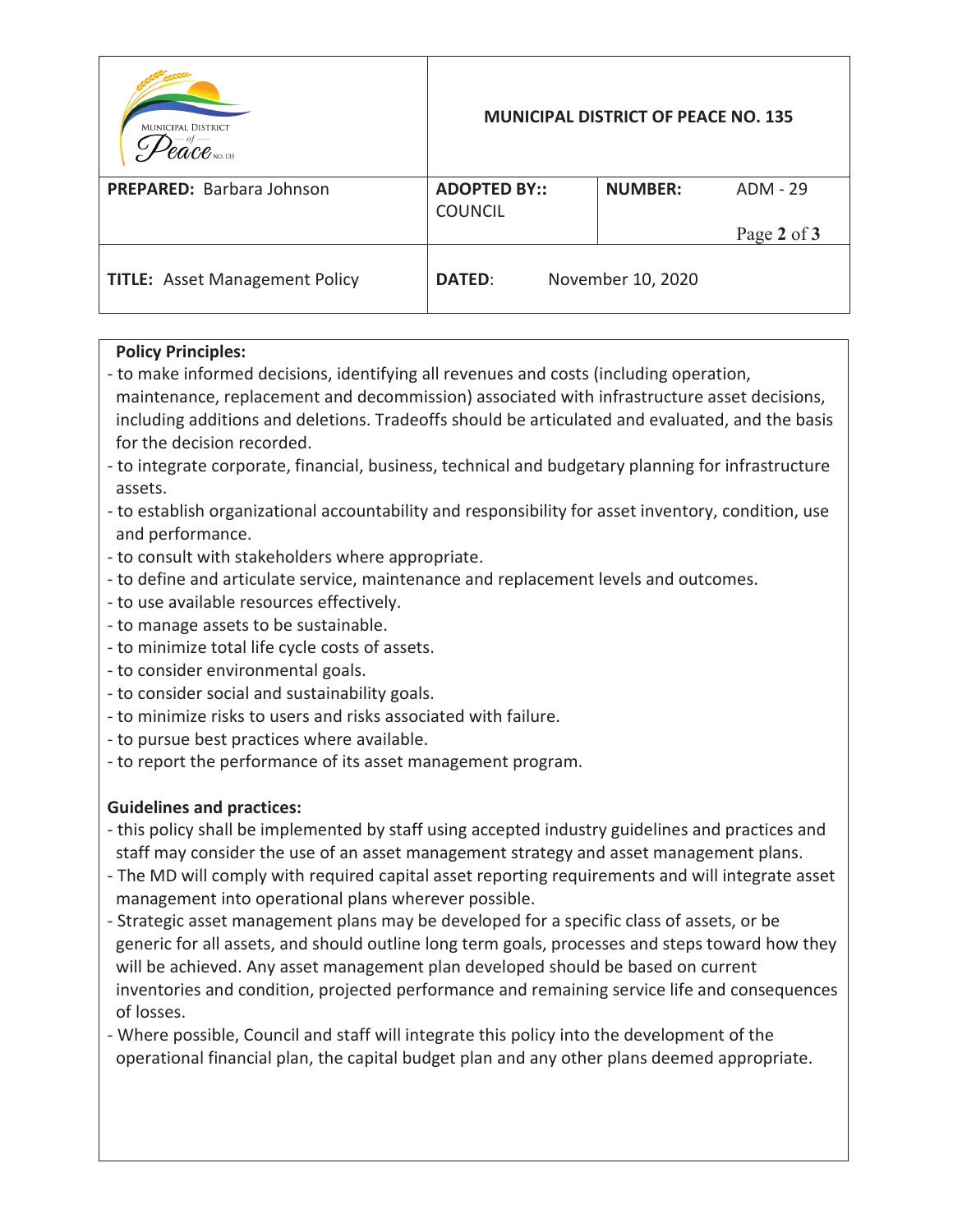| MUNICIPAL DISTRICT of Peace NO. 135 | MUNICIPAL DISTRICT OF PEACE NO. 135 | | |
|---|---|---|---|
| **PREPARED:** Barbara Johnson | **ADOPTED BY::** COUNCIL | **NUMBER:** | ADM - 29 |
| **TITLE:** Asset Management Policy | **DATED:** November 10, 2020 | | |

**Policy Principles:**

- to make informed decisions, identifying all revenues and costs (including operation, maintenance, replacement and decommission) associated with infrastructure asset decisions, including additions and deletions. Tradeoffs should be articulated and evaluated, and the basis for the decision recorded.
- to integrate corporate, financial, business, technical and budgetary planning for infrastructure assets.
- to establish organizational accountability and responsibility for asset inventory, condition, use and performance.
- to consult with stakeholders where appropriate.
- to define and articulate service, maintenance and replacement levels and outcomes.
- to use available resources effectively.
- to manage assets to be sustainable.
- to minimize total life cycle costs of assets.
- to consider environmental goals.
- to consider social and sustainability goals.
- to minimize risks to users and risks associated with failure.
- to pursue best practices where available.
- to report the performance of its asset management program.

**Guidelines and practices:**

- this policy shall be implemented by staff using accepted industry guidelines and practices and staff may consider the use of an asset management strategy and asset management plans.
- The MD will comply with required capital asset reporting requirements and will integrate asset management into operational plans wherever possible.
- Strategic asset management plans may be developed for a specific class of assets, or be generic for all assets, and should outline long term goals, processes and steps toward how they will be achieved. Any asset management plan developed should be based on current inventories and condition, projected performance and remaining service life and consequences of losses.
- Where possible, Council and staff will integrate this policy into the development of the operational financial plan, the capital budget plan and any other plans deemed appropriate.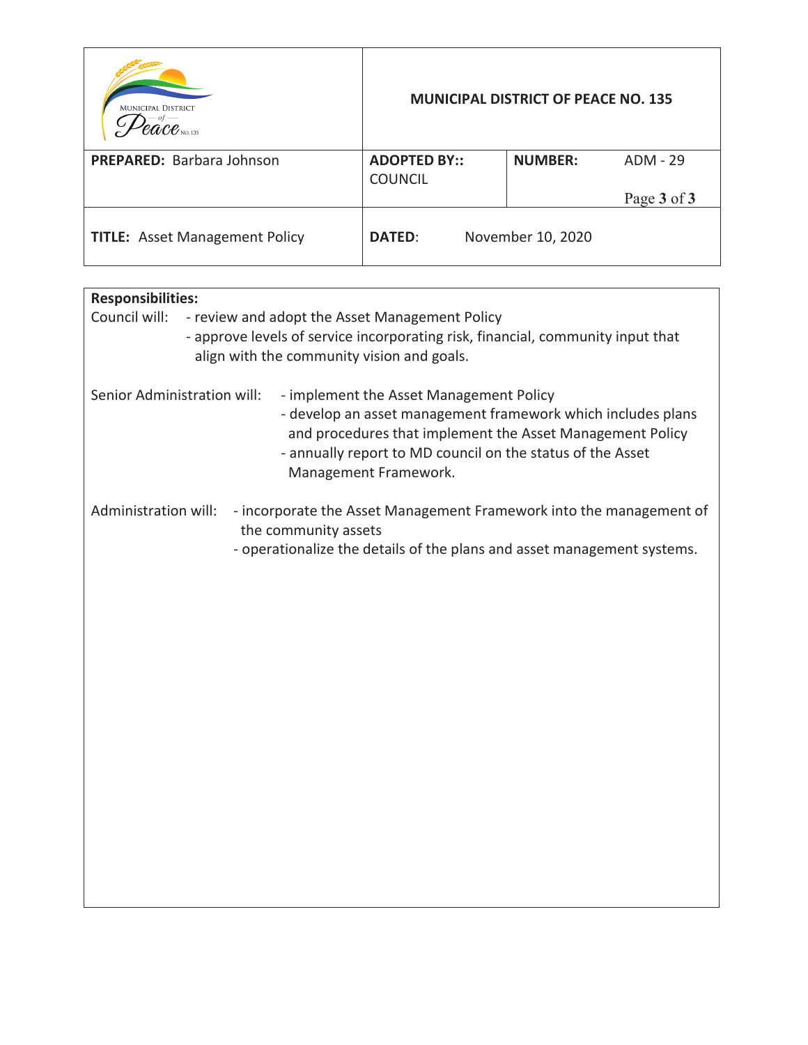| | | | |
|---|---|---|---|
| MUNICIPAL DISTRICT of Peace NO. 135 | **MUNICIPAL DISTRICT OF PEACE NO. 135** | | |
| **PREPARED:** Barbara Johnson | **ADOPTED BY::** COUNCIL | **NUMBER:** | ADM - 29 |
| **TITLE:** Asset Management Policy | **DATED:** November 10, 2020 | | |

**Responsibilities:**

Council will:
- review and adopt the Asset Management Policy
- approve levels of service incorporating risk, financial, community input that align with the community vision and goals.

Senior Administration will:
- implement the Asset Management Policy
- develop an asset management framework which includes plans and procedures that implement the Asset Management Policy
- annually report to MD council on the status of the Asset Management Framework.

Administration will:
- incorporate the Asset Management Framework into the management of the community assets
- operationalize the details of the plans and asset management systems.